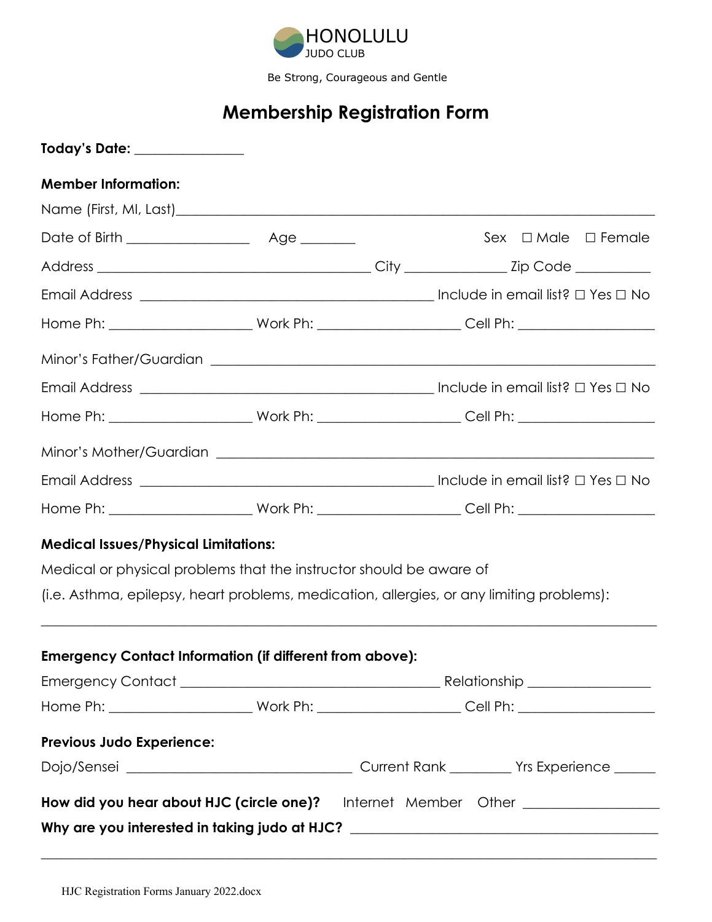HONOLULU
JUDO CLUB

Be Strong, Courageous and Gentle

# Membership Registration Form

**Today's Date:** _______________

**Member Information:**

Name (First, MI, Last)_______________________________________________

Date of Birth _______________ Age _______ Sex ☐ Male ☐ Female

Address _________________________________ City ____________ Zip Code __________

Email Address _________________________________ Include in email list? ☐ Yes ☐ No

Home Ph: _________________ Work Ph: _________________ Cell Ph: _________________

Minor's Father/Guardian _______________________________________________

Email Address _________________________________ Include in email list? ☐ Yes ☐ No

Home Ph: _________________ Work Ph: _________________ Cell Ph: _________________

Minor's Mother/Guardian _______________________________________________

Email Address _________________________________ Include in email list? ☐ Yes ☐ No

Home Ph: _________________ Work Ph: _________________ Cell Ph: _________________

**Medical Issues/Physical Limitations:**

Medical or physical problems that the instructor should be aware of

(i.e. Asthma, epilepsy, heart problems, medication, allergies, or any limiting problems):

_______________________________________________________________________

**Emergency Contact Information (if different from above):**

Emergency Contact _________________________________ Relationship _______________

Home Ph: _________________ Work Ph: _________________ Cell Ph: _________________

**Previous Judo Experience:**

Dojo/Sensei ___________________________ Current Rank ________ Yrs Experience ______

**How did you hear about HJC (circle one)?** Internet Member Other _________________

**Why are you interested in taking judo at HJC?** _________________________________

_______________________________________________________________________

HJC Registration Forms January 2022.docx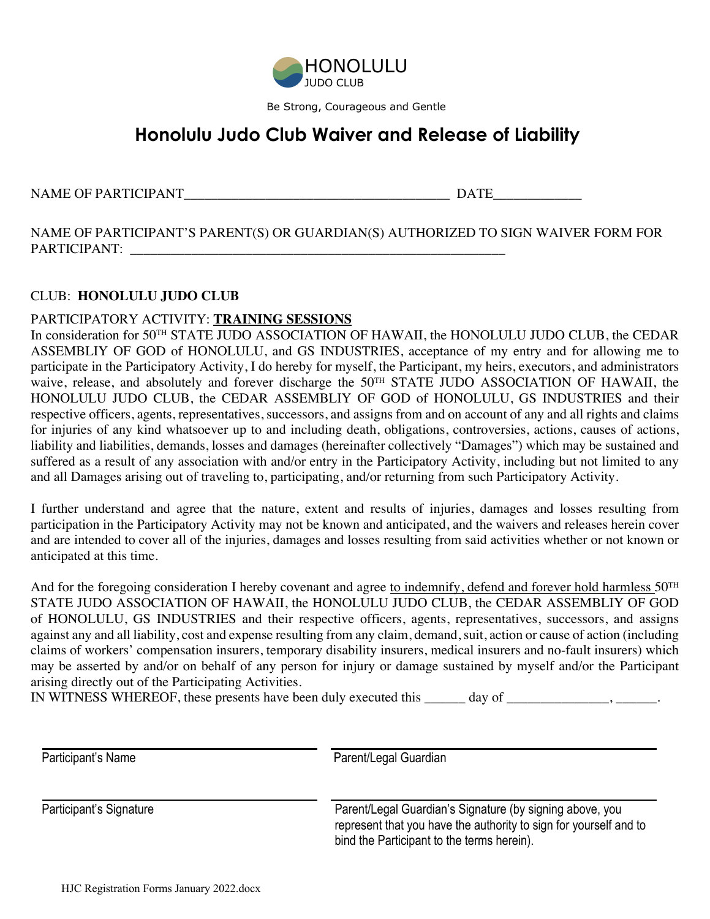HONOLULU
JUDO CLUB

Be Strong, Courageous and Gentle

# Honolulu Judo Club Waiver and Release of Liability

NAME OF PARTICIPANT______________________________________ DATE____________

NAME OF PARTICIPANT'S PARENT(S) OR GUARDIAN(S) AUTHORIZED TO SIGN WAIVER FORM FOR PARTICIPANT: _______________________________________________________

CLUB: **HONOLULU JUDO CLUB**

PARTICIPATORY ACTIVITY: **<u>TRAINING SESSIONS</u>**

In consideration for 50TH STATE JUDO ASSOCIATION OF HAWAII, the HONOLULU JUDO CLUB, the CEDAR ASSEMBLIY OF GOD of HONOLULU, and GS INDUSTRIES, acceptance of my entry and for allowing me to participate in the Participatory Activity, I do hereby for myself, the Participant, my heirs, executors, and administrators waive, release, and absolutely and forever discharge the 50TH STATE JUDO ASSOCIATION OF HAWAII, the HONOLULU JUDO CLUB, the CEDAR ASSEMBLIY OF GOD of HONOLULU, GS INDUSTRIES and their respective officers, agents, representatives, successors, and assigns from and on account of any and all rights and claims for injuries of any kind whatsoever up to and including death, obligations, controversies, actions, causes of actions, liability and liabilities, demands, losses and damages (hereinafter collectively "Damages") which may be sustained and suffered as a result of any association with and/or entry in the Participatory Activity, including but not limited to any and all Damages arising out of traveling to, participating, and/or returning from such Participatory Activity.

I further understand and agree that the nature, extent and results of injuries, damages and losses resulting from participation in the Participatory Activity may not be known and anticipated, and the waivers and releases herein cover and are intended to cover all of the injuries, damages and losses resulting from said activities whether or not known or anticipated at this time.

And for the foregoing consideration I hereby covenant and agree <u>to indemnify, defend and forever hold harmless</u> 50TH STATE JUDO ASSOCIATION OF HAWAII, the HONOLULU JUDO CLUB, the CEDAR ASSEMBLIY OF GOD of HONOLULU, GS INDUSTRIES and their respective officers, agents, representatives, successors, and assigns against any and all liability, cost and expense resulting from any claim, demand, suit, action or cause of action (including claims of workers' compensation insurers, temporary disability insurers, medical insurers and no-fault insurers) which may be asserted by and/or on behalf of any person for injury or damage sustained by myself and/or the Participant arising directly out of the Participating Activities.

IN WITNESS WHEREOF, these presents have been duly executed this ______ day of _______________, ______.

______________________________
Participant's Name

______________________________
Parent/Legal Guardian

______________________________
Participant's Signature

______________________________
Parent/Legal Guardian's Signature (by signing above, you represent that you have the authority to sign for yourself and to bind the Participant to the terms herein).

HJC Registration Forms January 2022.docx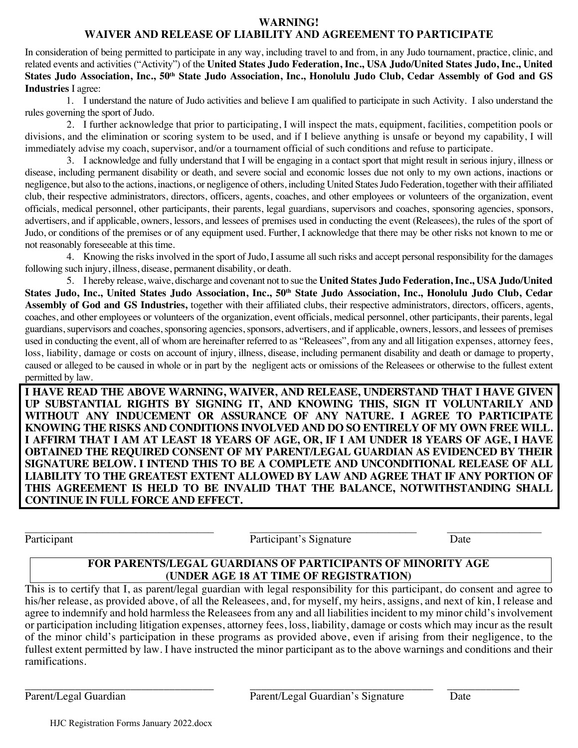# WARNING!
## WAIVER AND RELEASE OF LIABILITY AND AGREEMENT TO PARTICIPATE

In consideration of being permitted to participate in any way, including travel to and from, in any Judo tournament, practice, clinic, and related events and activities ("Activity") of the **United States Judo Federation, Inc., USA Judo/United States Judo, Inc., United States Judo Association, Inc., 50th State Judo Association, Inc., Honolulu Judo Club, Cedar Assembly of God and GS Industries** I agree:

1. I understand the nature of Judo activities and believe I am qualified to participate in such Activity. I also understand the rules governing the sport of Judo.
2. I further acknowledge that prior to participating, I will inspect the mats, equipment, facilities, competition pools or divisions, and the elimination or scoring system to be used, and if I believe anything is unsafe or beyond my capability, I will immediately advise my coach, supervisor, and/or a tournament official of such conditions and refuse to participate.
3. I acknowledge and fully understand that I will be engaging in a contact sport that might result in serious injury, illness or disease, including permanent disability or death, and severe social and economic losses due not only to my own actions, inactions or negligence, but also to the actions, inactions, or negligence of others, including United States Judo Federation, together with their affiliated club, their respective administrators, directors, officers, agents, coaches, and other employees or volunteers of the organization, event officials, medical personnel, other participants, their parents, legal guardians, supervisors and coaches, sponsoring agencies, sponsors, advertisers, and if applicable, owners, lessors, and lessees of premises used in conducting the event (Releasees), the rules of the sport of Judo, or conditions of the premises or of any equipment used. Further, I acknowledge that there may be other risks not known to me or not reasonably foreseeable at this time.
4. Knowing the risks involved in the sport of Judo, I assume all such risks and accept personal responsibility for the damages following such injury, illness, disease, permanent disability, or death.
5. I hereby release, waive, discharge and covenant not to sue the **United States Judo Federation, Inc., USA Judo/United States Judo, Inc., United States Judo Association, Inc., 50th State Judo Association, Inc., Honolulu Judo Club, Cedar Assembly of God and GS Industries,** together with their affiliated clubs, their respective administrators, directors, officers, agents, coaches, and other employees or volunteers of the organization, event officials, medical personnel, other participants, their parents, legal guardians, supervisors and coaches, sponsoring agencies, sponsors, advertisers, and if applicable, owners, lessors, and lessees of premises used in conducting the event, all of whom are hereinafter referred to as "Releasees", from any and all litigation expenses, attorney fees, loss, liability, damage or costs on account of injury, illness, disease, including permanent disability and death or damage to property, caused or alleged to be caused in whole or in part by the negligent acts or omissions of the Releasees or otherwise to the fullest extent permitted by law.

**I HAVE READ THE ABOVE WARNING, WAIVER, AND RELEASE, UNDERSTAND THAT I HAVE GIVEN UP SUBSTANTIAL RIGHTS BY SIGNING IT, AND KNOWING THIS, SIGN IT VOLUNTARILY AND WITHOUT ANY INDUCEMENT OR ASSURANCE OF ANY NATURE. I AGREE TO PARTICIPATE KNOWING THE RISKS AND CONDITIONS INVOLVED AND DO SO ENTIRELY OF MY OWN FREE WILL. I AFFIRM THAT I AM AT LEAST 18 YEARS OF AGE, OR, IF I AM UNDER 18 YEARS OF AGE, I HAVE OBTAINED THE REQUIRED CONSENT OF MY PARENT/LEGAL GUARDIAN AS EVIDENCED BY THEIR SIGNATURE BELOW. I INTEND THIS TO BE A COMPLETE AND UNCONDITIONAL RELEASE OF ALL LIABILITY TO THE GREATEST EXTENT ALLOWED BY LAW AND AGREE THAT IF ANY PORTION OF THIS AGREEMENT IS HELD TO BE INVALID THAT THE BALANCE, NOTWITHSTANDING SHALL CONTINUE IN FULL FORCE AND EFFECT.**

| ______________________________ | ______________________________ | ______________ |
|---|---|---|
| Participant | Participant's Signature | Date |

### FOR PARENTS/LEGAL GUARDIANS OF PARTICIPANTS OF MINORITY AGE (UNDER AGE 18 AT TIME OF REGISTRATION)

This is to certify that I, as parent/legal guardian with legal responsibility for this participant, do consent and agree to his/her release, as provided above, of all the Releasees, and, for myself, my heirs, assigns, and next of kin, I release and agree to indemnify and hold harmless the Releasees from any and all liabilities incident to my minor child's involvement or participation including litigation expenses, attorney fees, loss, liability, damage or costs which may incur as the result of the minor child's participation in these programs as provided above, even if arising from their negligence, to the fullest extent permitted by law. I have instructed the minor participant as to the above warnings and conditions and their ramifications.

| ______________________________ | ______________________________ | ______________ |
|---|---|---|
| Parent/Legal Guardian | Parent/Legal Guardian's Signature | Date |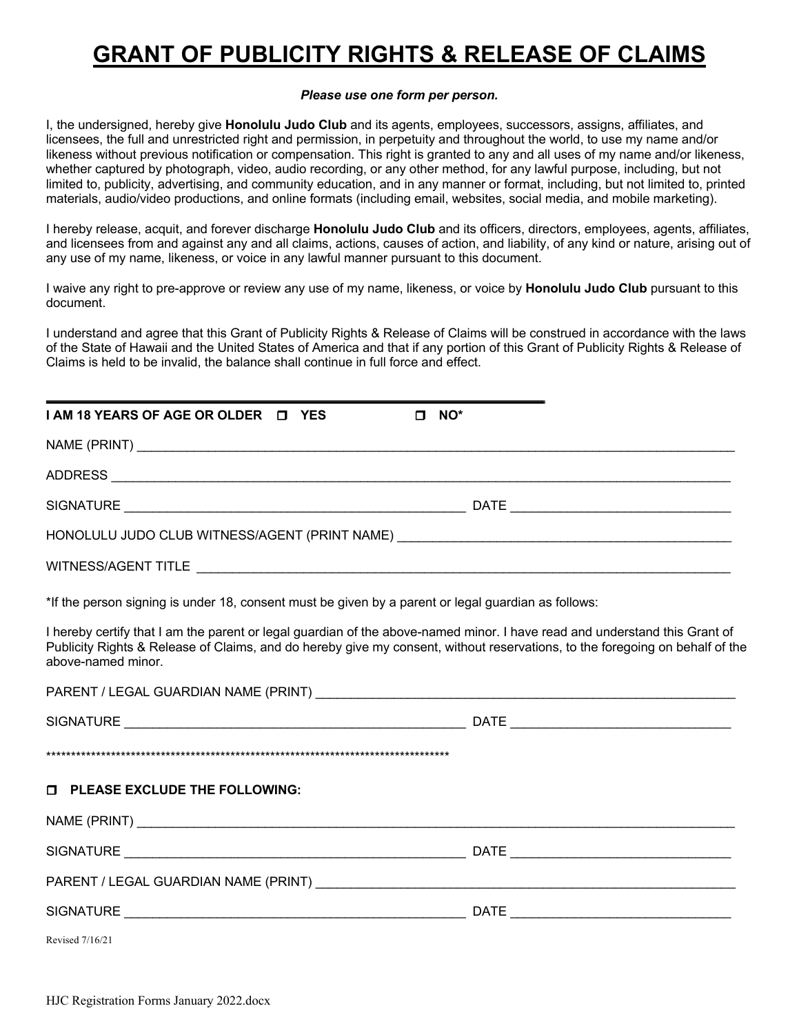# GRANT OF PUBLICITY RIGHTS & RELEASE OF CLAIMS

***Please use one form per person.***

I, the undersigned, hereby give **Honolulu Judo Club** and its agents, employees, successors, assigns, affiliates, and licensees, the full and unrestricted right and permission, in perpetuity and throughout the world, to use my name and/or likeness without previous notification or compensation. This right is granted to any and all uses of my name and/or likeness, whether captured by photograph, video, audio recording, or any other method, for any lawful purpose, including, but not limited to, publicity, advertising, and community education, and in any manner or format, including, but not limited to, printed materials, audio/video productions, and online formats (including email, websites, social media, and mobile marketing).

I hereby release, acquit, and forever discharge **Honolulu Judo Club** and its officers, directors, employees, agents, affiliates, and licensees from and against any and all claims, actions, causes of action, and liability, of any kind or nature, arising out of any use of my name, likeness, or voice in any lawful manner pursuant to this document.

I waive any right to pre-approve or review any use of my name, likeness, or voice by **Honolulu Judo Club** pursuant to this document.

I understand and agree that this Grant of Publicity Rights & Release of Claims will be construed in accordance with the laws of the State of Hawaii and the United States of America and that if any portion of this Grant of Publicity Rights & Release of Claims is held to be invalid, the balance shall continue in full force and effect.

---

**I AM 18 YEARS OF AGE OR OLDER** ☐ **YES** ☐ **NO***

NAME (PRINT) ______________________________________________

ADDRESS ______________________________________________

SIGNATURE ______________________________ DATE ____________________

HONOLULU JUDO CLUB WITNESS/AGENT (PRINT NAME) ______________________________

WITNESS/AGENT TITLE ______________________________________________

*If the person signing is under 18, consent must be given by a parent or legal guardian as follows:

I hereby certify that I am the parent or legal guardian of the above-named minor. I have read and understand this Grant of Publicity Rights & Release of Claims, and do hereby give my consent, without reservations, to the foregoing on behalf of the above-named minor.

PARENT / LEGAL GUARDIAN NAME (PRINT) ______________________________

SIGNATURE ______________________________ DATE ____________________

************************************************************************************

☐ **PLEASE EXCLUDE THE FOLLOWING:**

NAME (PRINT) ______________________________________________

SIGNATURE ______________________________ DATE ____________________

PARENT / LEGAL GUARDIAN NAME (PRINT) ______________________________

SIGNATURE ______________________________ DATE ____________________

Revised 7/16/21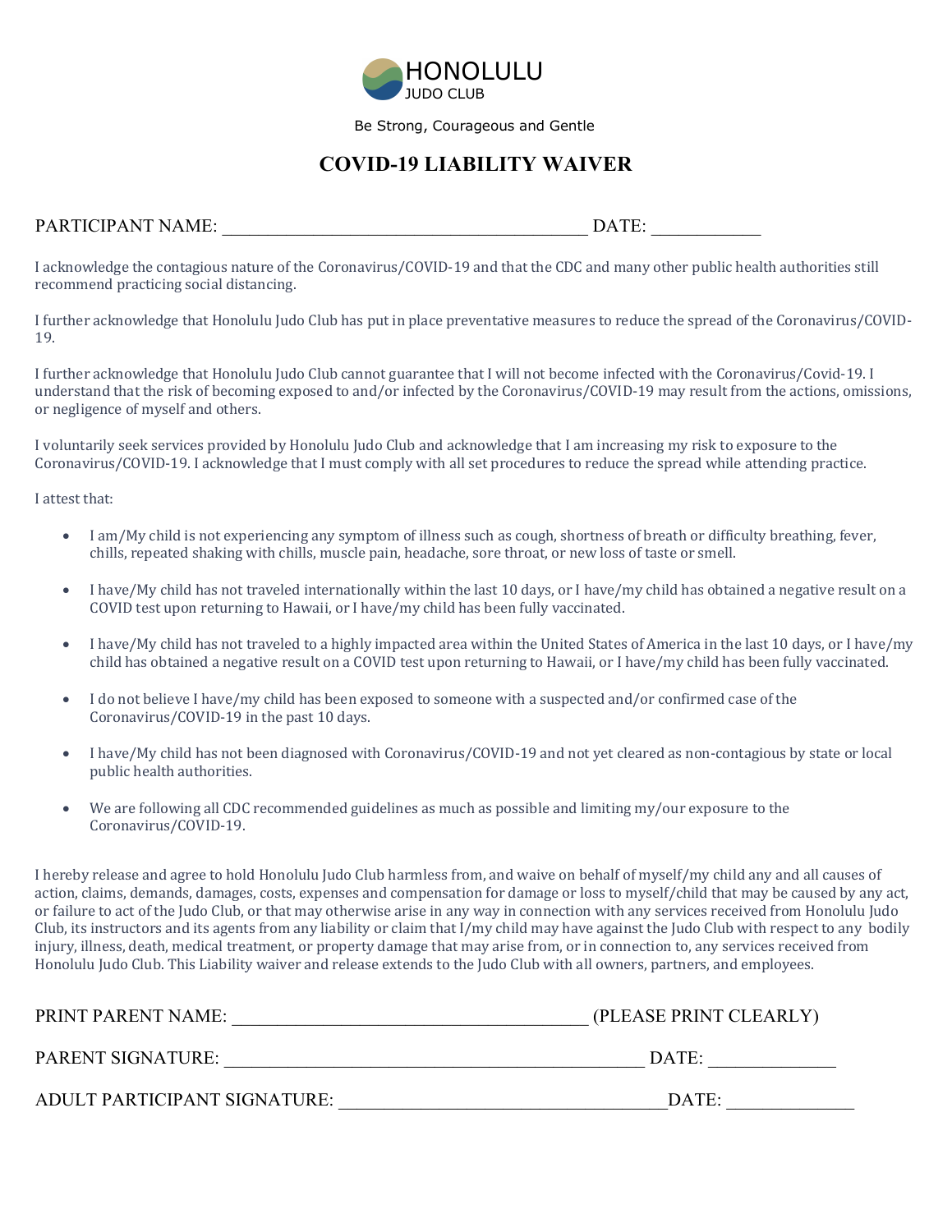HONOLULU
JUDO CLUB

Be Strong, Courageous and Gentle

# COVID-19 LIABILITY WAIVER

PARTICIPANT NAME: ___________________________________________ DATE: ____________

I acknowledge the contagious nature of the Coronavirus/COVID-19 and that the CDC and many other public health authorities still recommend practicing social distancing.

I further acknowledge that Honolulu Judo Club has put in place preventative measures to reduce the spread of the Coronavirus/COVID-19.

I further acknowledge that Honolulu Judo Club cannot guarantee that I will not become infected with the Coronavirus/Covid-19. I understand that the risk of becoming exposed to and/or infected by the Coronavirus/COVID-19 may result from the actions, omissions, or negligence of myself and others.

I voluntarily seek services provided by Honolulu Judo Club and acknowledge that I am increasing my risk to exposure to the Coronavirus/COVID-19. I acknowledge that I must comply with all set procedures to reduce the spread while attending practice.

I attest that:

- I am/My child is not experiencing any symptom of illness such as cough, shortness of breath or difficulty breathing, fever, chills, repeated shaking with chills, muscle pain, headache, sore throat, or new loss of taste or smell.
- I have/My child has not traveled internationally within the last 10 days, or I have/my child has obtained a negative result on a COVID test upon returning to Hawaii, or I have/my child has been fully vaccinated.
- I have/My child has not traveled to a highly impacted area within the United States of America in the last 10 days, or I have/my child has obtained a negative result on a COVID test upon returning to Hawaii, or I have/my child has been fully vaccinated.
- I do not believe I have/my child has been exposed to someone with a suspected and/or confirmed case of the Coronavirus/COVID-19 in the past 10 days.
- I have/My child has not been diagnosed with Coronavirus/COVID-19 and not yet cleared as non-contagious by state or local public health authorities.
- We are following all CDC recommended guidelines as much as possible and limiting my/our exposure to the Coronavirus/COVID-19.

I hereby release and agree to hold Honolulu Judo Club harmless from, and waive on behalf of myself/my child any and all causes of action, claims, demands, damages, costs, expenses and compensation for damage or loss to myself/child that may be caused by any act, or failure to act of the Judo Club, or that may otherwise arise in any way in connection with any services received from Honolulu Judo Club, its instructors and its agents from any liability or claim that I/my child may have against the Judo Club with respect to any bodily injury, illness, death, medical treatment, or property damage that may arise from, or in connection to, any services received from Honolulu Judo Club. This Liability waiver and release extends to the Judo Club with all owners, partners, and employees.

PRINT PARENT NAME: ________________________________________ (PLEASE PRINT CLEARLY)

PARENT SIGNATURE: _______________________________________________ DATE: ______________

ADULT PARTICIPANT SIGNATURE: _____________________________________DATE: ______________